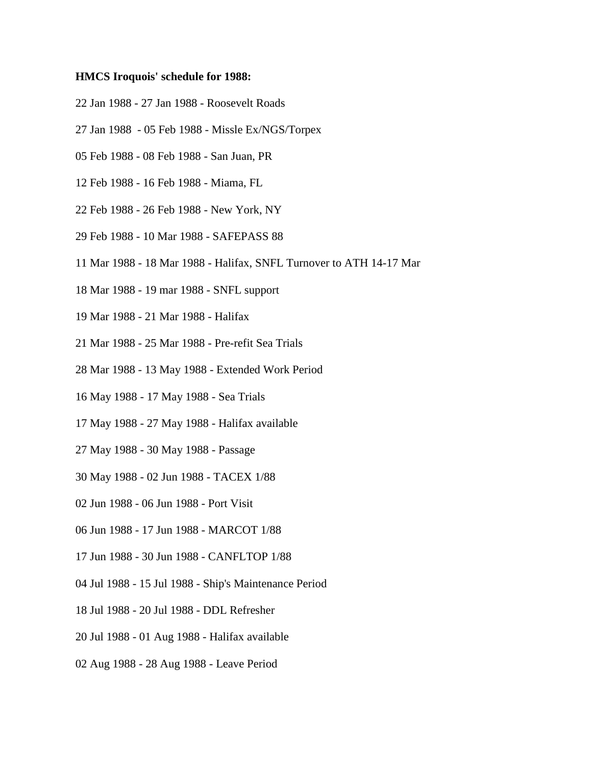**HMCS Iroquois' schedule for 1988:**

22 Jan 1988 - 27 Jan 1988 - Roosevelt Roads

27 Jan 1988 - 05 Feb 1988 - Missle Ex/NGS/Torpex

05 Feb 1988 - 08 Feb 1988 - San Juan, PR

12 Feb 1988 - 16 Feb 1988 - Miama, FL

22 Feb 1988 - 26 Feb 1988 - New York, NY

29 Feb 1988 - 10 Mar 1988 - SAFEPASS 88

11 Mar 1988 - 18 Mar 1988 - Halifax, SNFL Turnover to ATH 14-17 Mar

18 Mar 1988 - 19 mar 1988 - SNFL support

19 Mar 1988 - 21 Mar 1988 - Halifax

21 Mar 1988 - 25 Mar 1988 - Pre-refit Sea Trials

28 Mar 1988 - 13 May 1988 - Extended Work Period

16 May 1988 - 17 May 1988 - Sea Trials

17 May 1988 - 27 May 1988 - Halifax available

27 May 1988 - 30 May 1988 - Passage

30 May 1988 - 02 Jun 1988 - TACEX 1/88

02 Jun 1988 - 06 Jun 1988 - Port Visit

06 Jun 1988 - 17 Jun 1988 - MARCOT 1/88

17 Jun 1988 - 30 Jun 1988 - CANFLTOP 1/88

04 Jul 1988 - 15 Jul 1988 - Ship's Maintenance Period

18 Jul 1988 - 20 Jul 1988 - DDL Refresher

20 Jul 1988 - 01 Aug 1988 - Halifax available

02 Aug 1988 - 28 Aug 1988 - Leave Period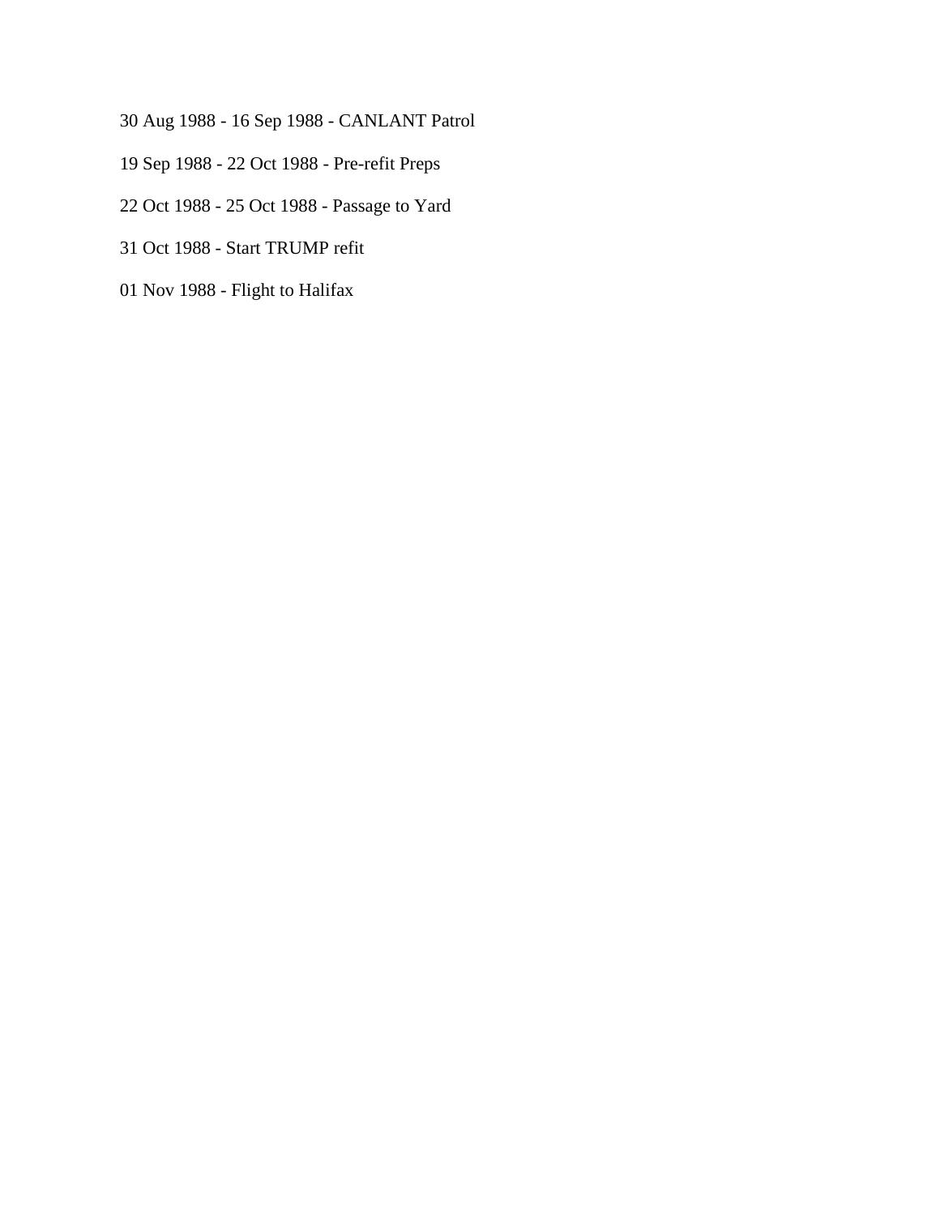30 Aug 1988 - 16 Sep 1988 - CANLANT Patrol

19 Sep 1988 - 22 Oct 1988 - Pre-refit Preps

22 Oct 1988 - 25 Oct 1988 - Passage to Yard

31 Oct 1988 - Start TRUMP refit

01 Nov 1988 - Flight to Halifax